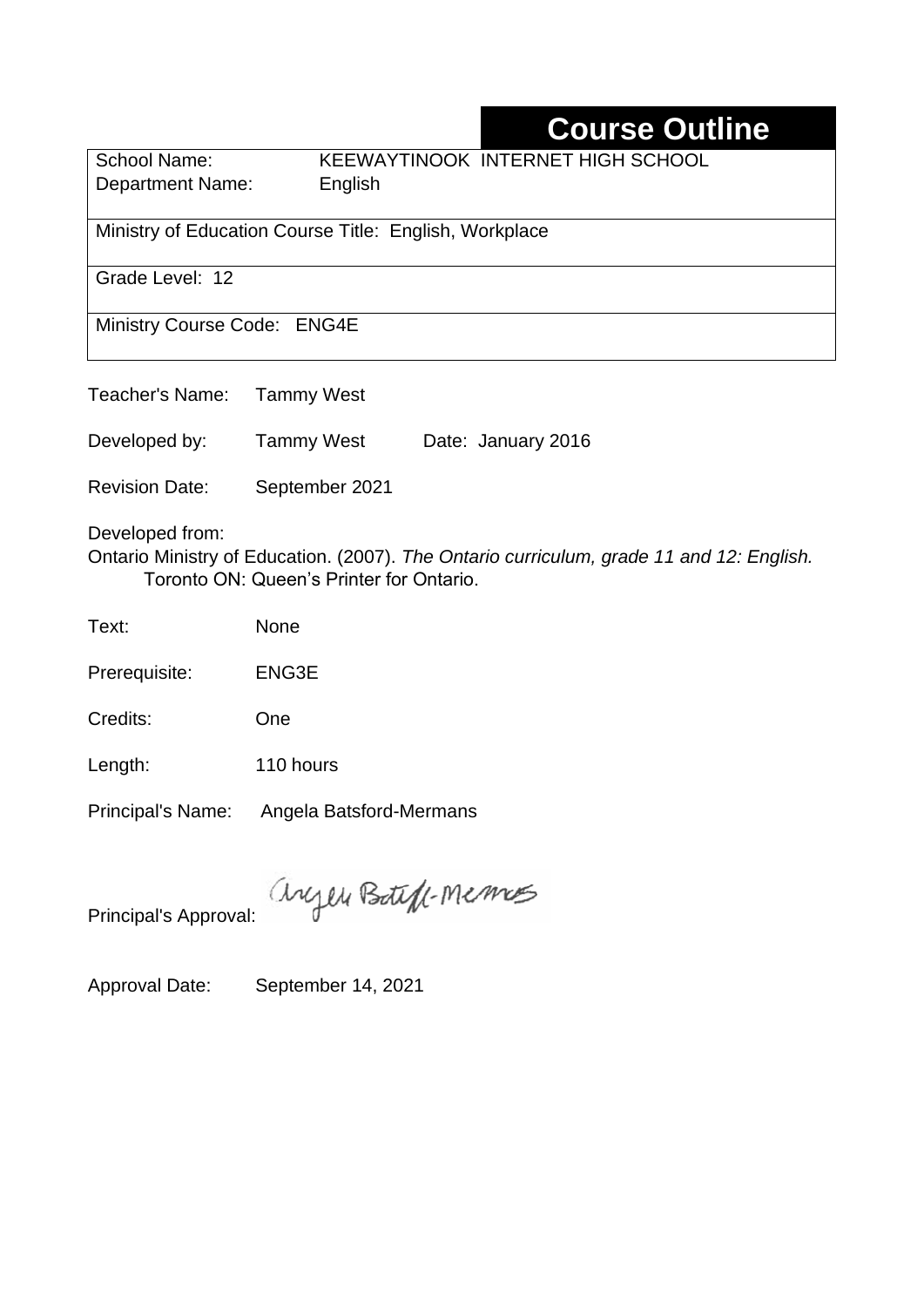# Course Outline

| School Name: | KEEWAYTINOOK INTERNET HIGH SCHOOL |
|---|---|
| Department Name: | English |

Ministry of Education Course Title: English, Workplace

Grade Level: 12

Ministry Course Code: ENG4E

Teacher's Name: Tammy West

Developed by: Tammy West Date: January 2016

Revision Date: September 2021

Developed from:
Ontario Ministry of Education. (2007). *The Ontario curriculum, grade 11 and 12: English.* Toronto ON: Queen's Printer for Ontario.

Text: None

Prerequisite: ENG3E

Credits: One

Length: 110 hours

Principal's Name: Angela Batsford-Mermans

Principal's Approval: Angela Batsford-Mermans

Approval Date: September 14, 2021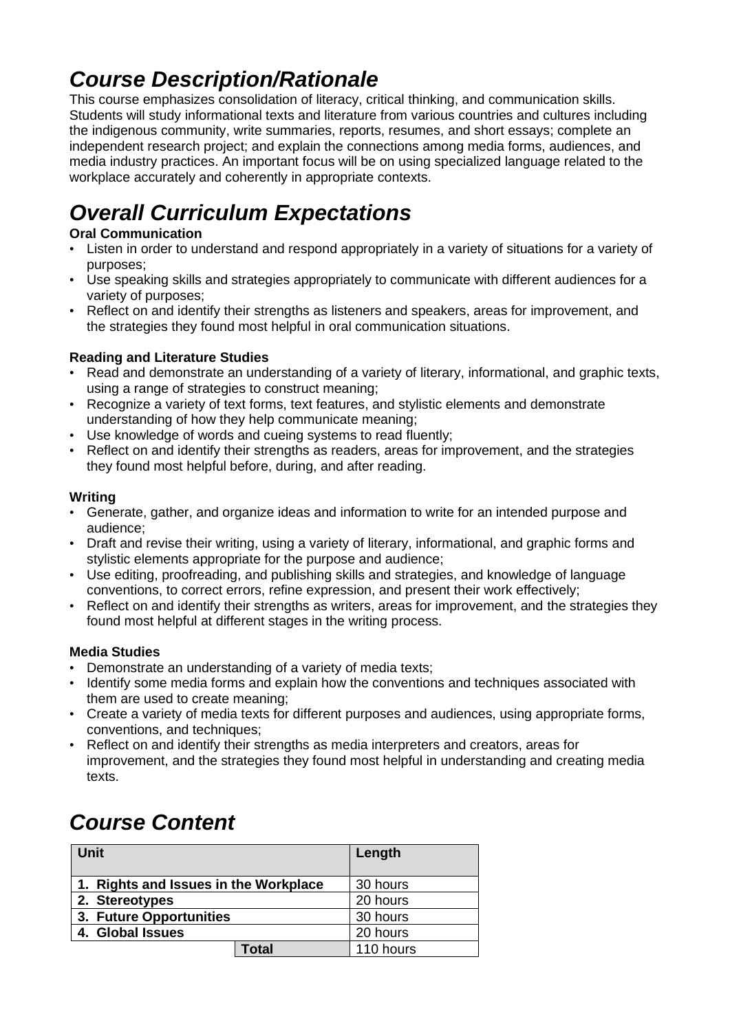# *Course Description/Rationale*

This course emphasizes consolidation of literacy, critical thinking, and communication skills. Students will study informational texts and literature from various countries and cultures including the indigenous community, write summaries, reports, resumes, and short essays; complete an independent research project; and explain the connections among media forms, audiences, and media industry practices. An important focus will be on using specialized language related to the workplace accurately and coherently in appropriate contexts.

# *Overall Curriculum Expectations*

**Oral Communication**

- Listen in order to understand and respond appropriately in a variety of situations for a variety of purposes;
- Use speaking skills and strategies appropriately to communicate with different audiences for a variety of purposes;
- Reflect on and identify their strengths as listeners and speakers, areas for improvement, and the strategies they found most helpful in oral communication situations.

**Reading and Literature Studies**

- Read and demonstrate an understanding of a variety of literary, informational, and graphic texts, using a range of strategies to construct meaning;
- Recognize a variety of text forms, text features, and stylistic elements and demonstrate understanding of how they help communicate meaning;
- Use knowledge of words and cueing systems to read fluently;
- Reflect on and identify their strengths as readers, areas for improvement, and the strategies they found most helpful before, during, and after reading.

**Writing**

- Generate, gather, and organize ideas and information to write for an intended purpose and audience;
- Draft and revise their writing, using a variety of literary, informational, and graphic forms and stylistic elements appropriate for the purpose and audience;
- Use editing, proofreading, and publishing skills and strategies, and knowledge of language conventions, to correct errors, refine expression, and present their work effectively;
- Reflect on and identify their strengths as writers, areas for improvement, and the strategies they found most helpful at different stages in the writing process.

**Media Studies**

- Demonstrate an understanding of a variety of media texts;
- Identify some media forms and explain how the conventions and techniques associated with them are used to create meaning;
- Create a variety of media texts for different purposes and audiences, using appropriate forms, conventions, and techniques;
- Reflect on and identify their strengths as media interpreters and creators, areas for improvement, and the strategies they found most helpful in understanding and creating media texts.

# *Course Content*

| Unit | | Length |
|---|---|---|
| **1. Rights and Issues in the Workplace** | | 30 hours |
| **2. Stereotypes** | | 20 hours |
| **3. Future Opportunities** | | 30 hours |
| **4. Global Issues** | | 20 hours |
| | **Total** | 110 hours |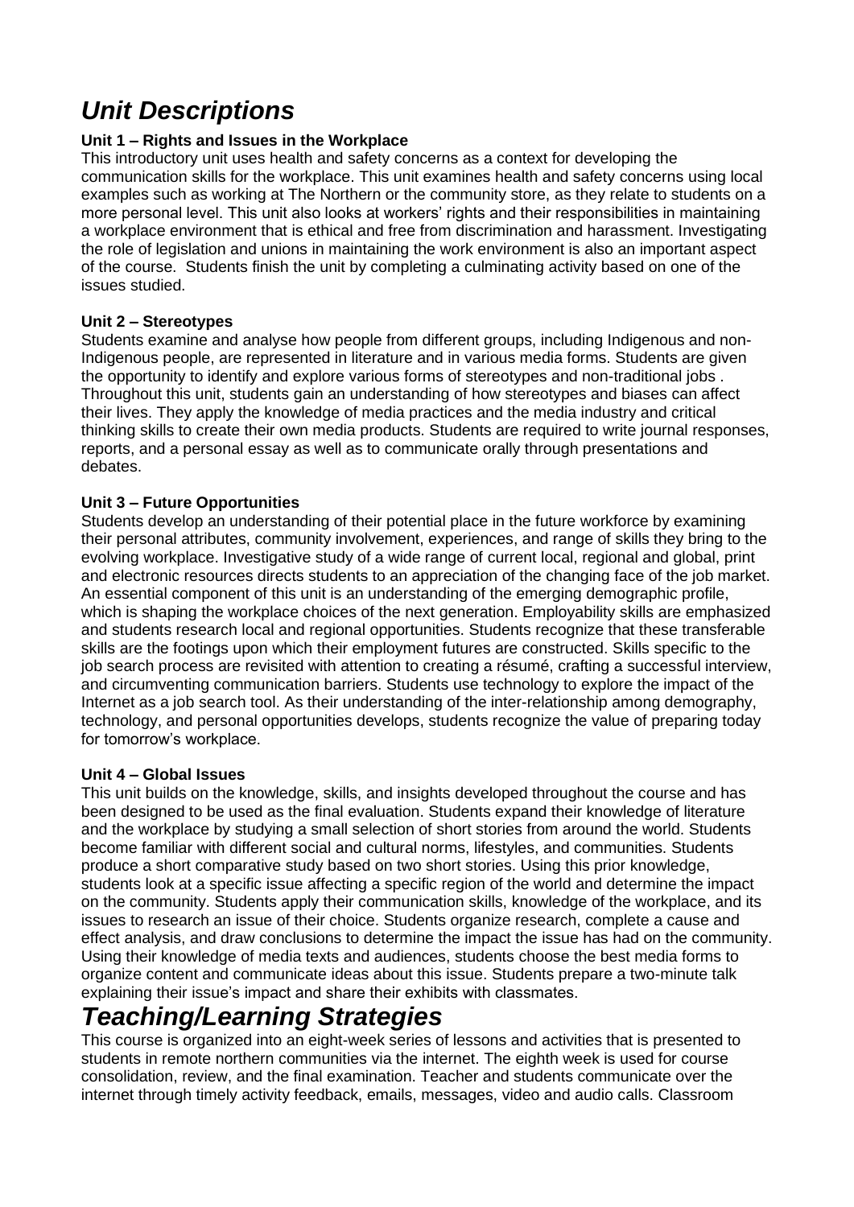# *Unit Descriptions*

**Unit 1 – Rights and Issues in the Workplace**

This introductory unit uses health and safety concerns as a context for developing the communication skills for the workplace. This unit examines health and safety concerns using local examples such as working at The Northern or the community store, as they relate to students on a more personal level. This unit also looks at workers' rights and their responsibilities in maintaining a workplace environment that is ethical and free from discrimination and harassment. Investigating the role of legislation and unions in maintaining the work environment is also an important aspect of the course. Students finish the unit by completing a culminating activity based on one of the issues studied.

**Unit 2 – Stereotypes**

Students examine and analyse how people from different groups, including Indigenous and non-Indigenous people, are represented in literature and in various media forms. Students are given the opportunity to identify and explore various forms of stereotypes and non-traditional jobs . Throughout this unit, students gain an understanding of how stereotypes and biases can affect their lives. They apply the knowledge of media practices and the media industry and critical thinking skills to create their own media products. Students are required to write journal responses, reports, and a personal essay as well as to communicate orally through presentations and debates.

**Unit 3 – Future Opportunities**

Students develop an understanding of their potential place in the future workforce by examining their personal attributes, community involvement, experiences, and range of skills they bring to the evolving workplace. Investigative study of a wide range of current local, regional and global, print and electronic resources directs students to an appreciation of the changing face of the job market. An essential component of this unit is an understanding of the emerging demographic profile, which is shaping the workplace choices of the next generation. Employability skills are emphasized and students research local and regional opportunities. Students recognize that these transferable skills are the footings upon which their employment futures are constructed. Skills specific to the job search process are revisited with attention to creating a résumé, crafting a successful interview, and circumventing communication barriers. Students use technology to explore the impact of the Internet as a job search tool. As their understanding of the inter-relationship among demography, technology, and personal opportunities develops, students recognize the value of preparing today for tomorrow's workplace.

**Unit 4 – Global Issues**

This unit builds on the knowledge, skills, and insights developed throughout the course and has been designed to be used as the final evaluation. Students expand their knowledge of literature and the workplace by studying a small selection of short stories from around the world. Students become familiar with different social and cultural norms, lifestyles, and communities. Students produce a short comparative study based on two short stories. Using this prior knowledge, students look at a specific issue affecting a specific region of the world and determine the impact on the community. Students apply their communication skills, knowledge of the workplace, and its issues to research an issue of their choice. Students organize research, complete a cause and effect analysis, and draw conclusions to determine the impact the issue has had on the community. Using their knowledge of media texts and audiences, students choose the best media forms to organize content and communicate ideas about this issue. Students prepare a two-minute talk explaining their issue's impact and share their exhibits with classmates.

# *Teaching/Learning Strategies*

This course is organized into an eight-week series of lessons and activities that is presented to students in remote northern communities via the internet. The eighth week is used for course consolidation, review, and the final examination. Teacher and students communicate over the internet through timely activity feedback, emails, messages, video and audio calls. Classroom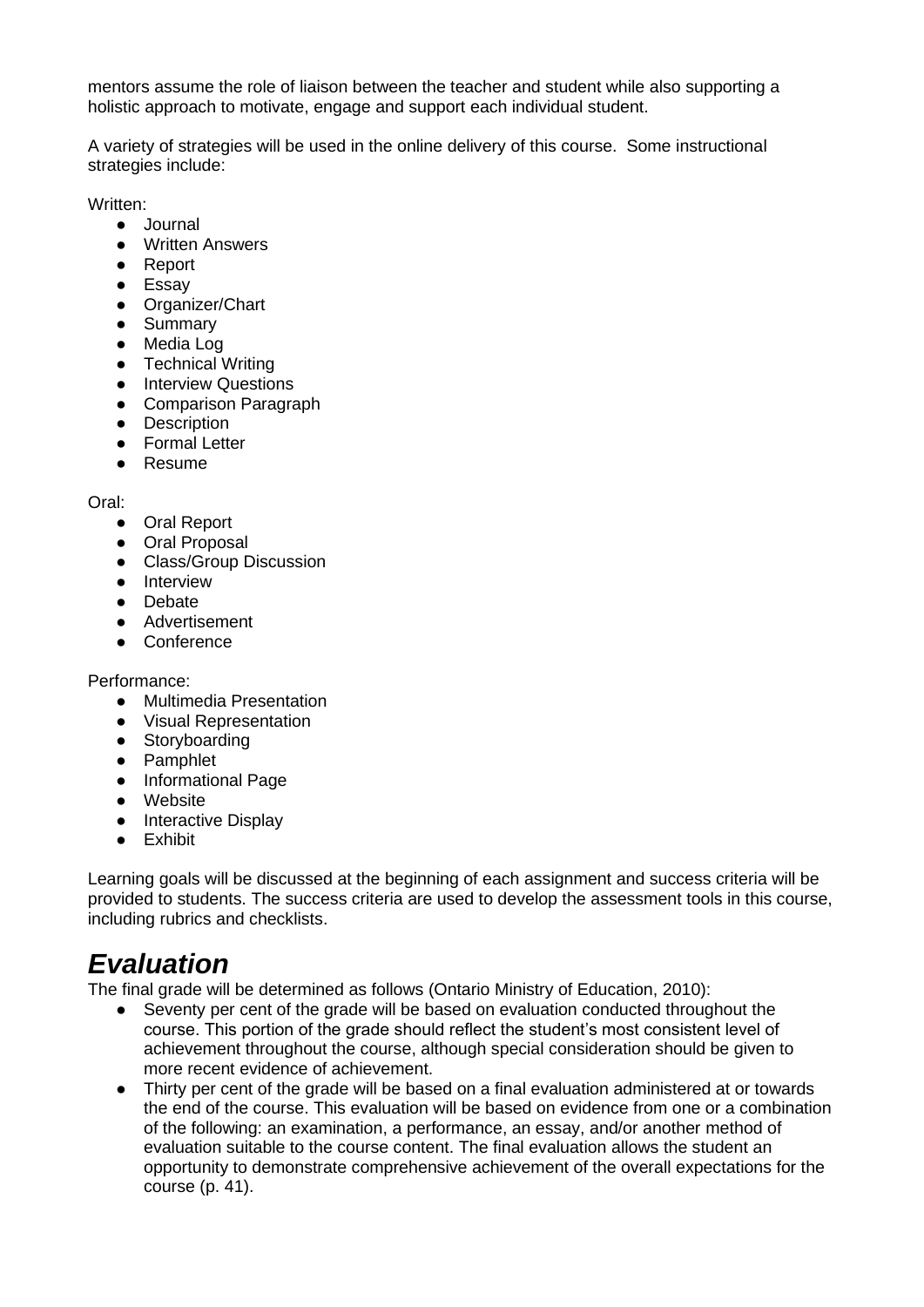mentors assume the role of liaison between the teacher and student while also supporting a holistic approach to motivate, engage and support each individual student.

A variety of strategies will be used in the online delivery of this course. Some instructional strategies include:

Written:

- Journal
- Written Answers
- Report
- Essay
- Organizer/Chart
- Summary
- Media Log
- Technical Writing
- Interview Questions
- Comparison Paragraph
- Description
- Formal Letter
- Resume

Oral:

- Oral Report
- Oral Proposal
- Class/Group Discussion
- Interview
- Debate
- Advertisement
- Conference

Performance:

- Multimedia Presentation
- Visual Representation
- Storyboarding
- Pamphlet
- Informational Page
- Website
- Interactive Display
- Exhibit

Learning goals will be discussed at the beginning of each assignment and success criteria will be provided to students. The success criteria are used to develop the assessment tools in this course, including rubrics and checklists.

# *Evaluation*

The final grade will be determined as follows (Ontario Ministry of Education, 2010):

- Seventy per cent of the grade will be based on evaluation conducted throughout the course. This portion of the grade should reflect the student's most consistent level of achievement throughout the course, although special consideration should be given to more recent evidence of achievement.
- Thirty per cent of the grade will be based on a final evaluation administered at or towards the end of the course. This evaluation will be based on evidence from one or a combination of the following: an examination, a performance, an essay, and/or another method of evaluation suitable to the course content. The final evaluation allows the student an opportunity to demonstrate comprehensive achievement of the overall expectations for the course (p. 41).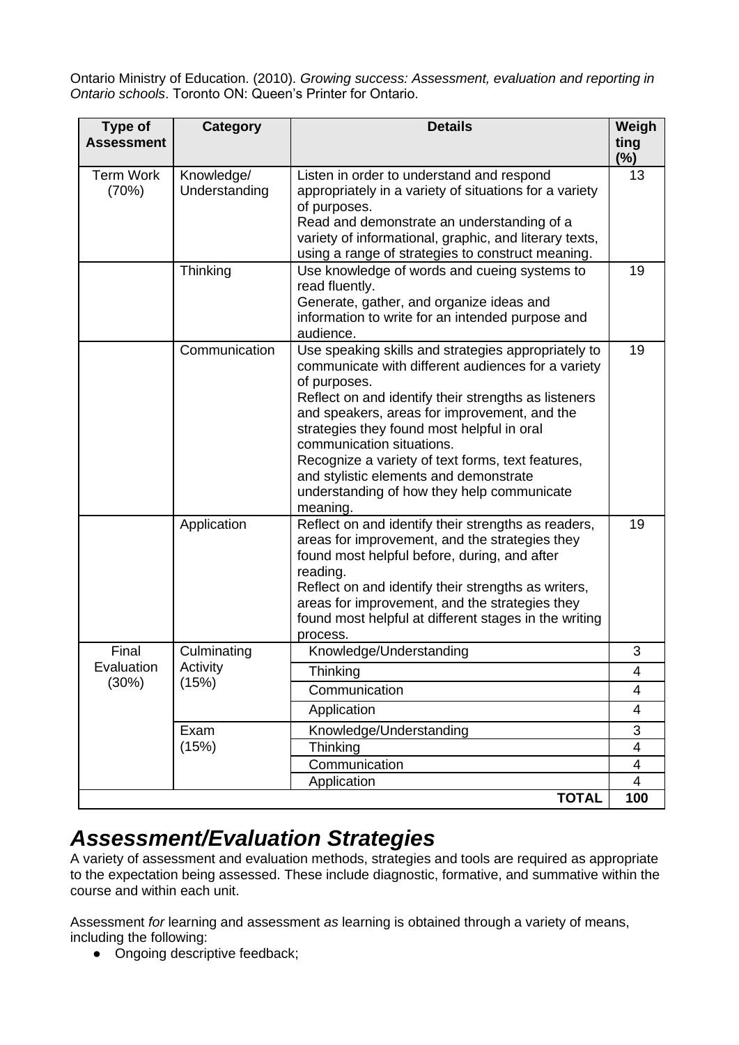Ontario Ministry of Education. (2010). *Growing success: Assessment, evaluation and reporting in Ontario schools*. Toronto ON: Queen's Printer for Ontario.

| Type of Assessment | Category | Details | Weighting (%) |
|---|---|---|---|
| Term Work (70%) | Knowledge/ Understanding | Listen in order to understand and respond appropriately in a variety of situations for a variety of purposes. Read and demonstrate an understanding of a variety of informational, graphic, and literary texts, using a range of strategies to construct meaning. | 13 |
| | Thinking | Use knowledge of words and cueing systems to read fluently. Generate, gather, and organize ideas and information to write for an intended purpose and audience. | 19 |
| | Communication | Use speaking skills and strategies appropriately to communicate with different audiences for a variety of purposes. Reflect on and identify their strengths as listeners and speakers, areas for improvement, and the strategies they found most helpful in oral communication situations. Recognize a variety of text forms, text features, and stylistic elements and demonstrate understanding of how they help communicate meaning. | 19 |
| | Application | Reflect on and identify their strengths as readers, areas for improvement, and the strategies they found most helpful before, during, and after reading. Reflect on and identify their strengths as writers, areas for improvement, and the strategies they found most helpful at different stages in the writing process. | 19 |
| Final Evaluation (30%) | Culminating Activity (15%) | Knowledge/Understanding | 3 |
| | | Thinking | 4 |
| | | Communication | 4 |
| | | Application | 4 |
| | Exam (15%) | Knowledge/Understanding | 3 |
| | | Thinking | 4 |
| | | Communication | 4 |
| | | Application | 4 |
| | | **TOTAL** | **100** |

# *Assessment/Evaluation Strategies*

A variety of assessment and evaluation methods, strategies and tools are required as appropriate to the expectation being assessed. These include diagnostic, formative, and summative within the course and within each unit.

Assessment *for* learning and assessment *as* learning is obtained through a variety of means, including the following:

- Ongoing descriptive feedback;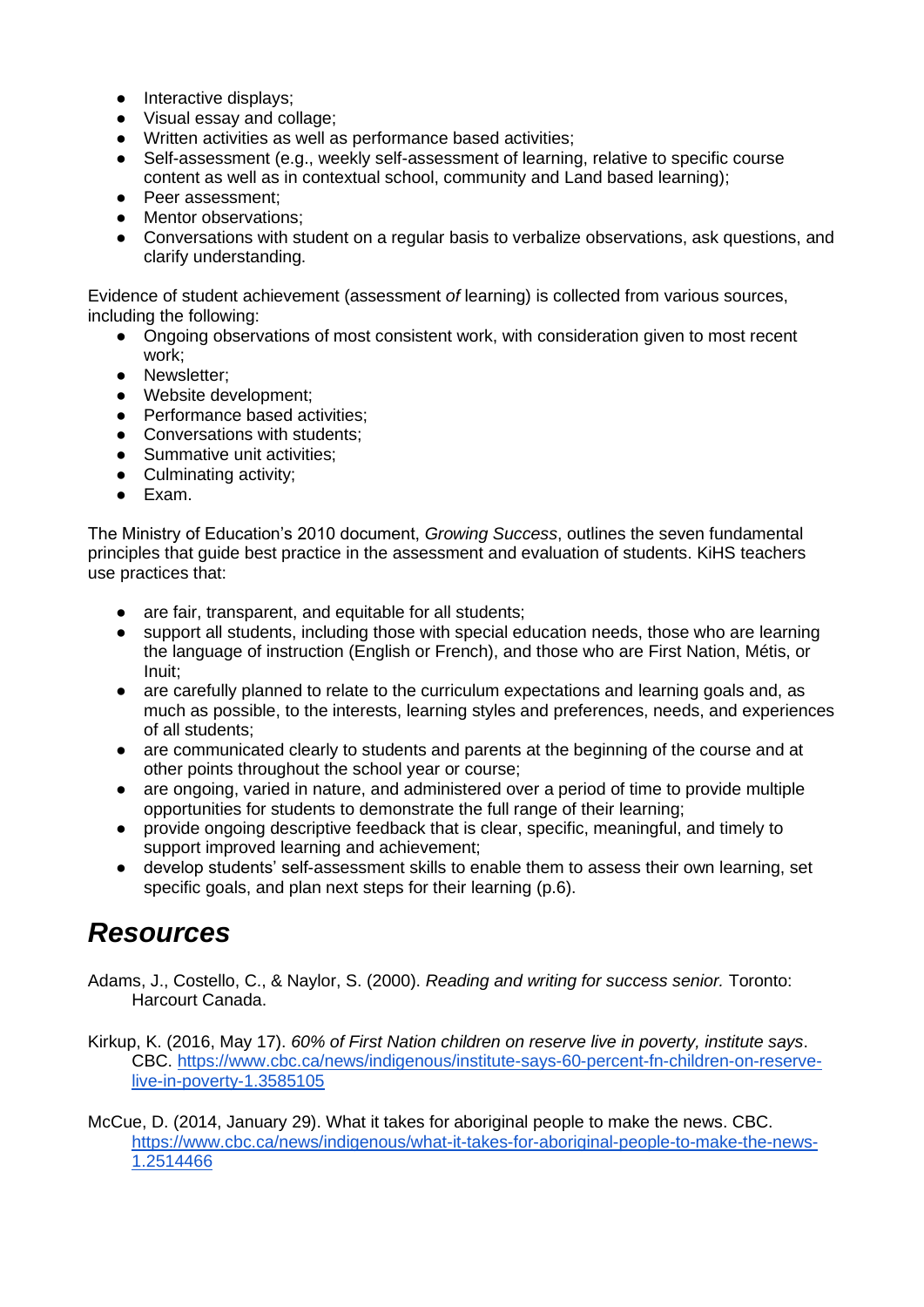- Interactive displays;
- Visual essay and collage;
- Written activities as well as performance based activities;
- Self-assessment (e.g., weekly self-assessment of learning, relative to specific course content as well as in contextual school, community and Land based learning);
- Peer assessment;
- Mentor observations;
- Conversations with student on a regular basis to verbalize observations, ask questions, and clarify understanding.

Evidence of student achievement (assessment *of* learning) is collected from various sources, including the following:

- Ongoing observations of most consistent work, with consideration given to most recent work;
- Newsletter;
- Website development;
- Performance based activities;
- Conversations with students;
- Summative unit activities;
- Culminating activity;
- Exam.

The Ministry of Education's 2010 document, *Growing Success*, outlines the seven fundamental principles that guide best practice in the assessment and evaluation of students. KiHS teachers use practices that:

- are fair, transparent, and equitable for all students;
- support all students, including those with special education needs, those who are learning the language of instruction (English or French), and those who are First Nation, Métis, or Inuit;
- are carefully planned to relate to the curriculum expectations and learning goals and, as much as possible, to the interests, learning styles and preferences, needs, and experiences of all students;
- are communicated clearly to students and parents at the beginning of the course and at other points throughout the school year or course;
- are ongoing, varied in nature, and administered over a period of time to provide multiple opportunities for students to demonstrate the full range of their learning;
- provide ongoing descriptive feedback that is clear, specific, meaningful, and timely to support improved learning and achievement;
- develop students' self-assessment skills to enable them to assess their own learning, set specific goals, and plan next steps for their learning (p.6).

## *Resources*

Adams, J., Costello, C., & Naylor, S. (2000). *Reading and writing for success senior.* Toronto: Harcourt Canada.

Kirkup, K. (2016, May 17). *60% of First Nation children on reserve live in poverty, institute says*. CBC. https://www.cbc.ca/news/indigenous/institute-says-60-percent-fn-children-on-reserve-live-in-poverty-1.3585105

McCue, D. (2014, January 29). What it takes for aboriginal people to make the news. CBC. https://www.cbc.ca/news/indigenous/what-it-takes-for-aboriginal-people-to-make-the-news-1.2514466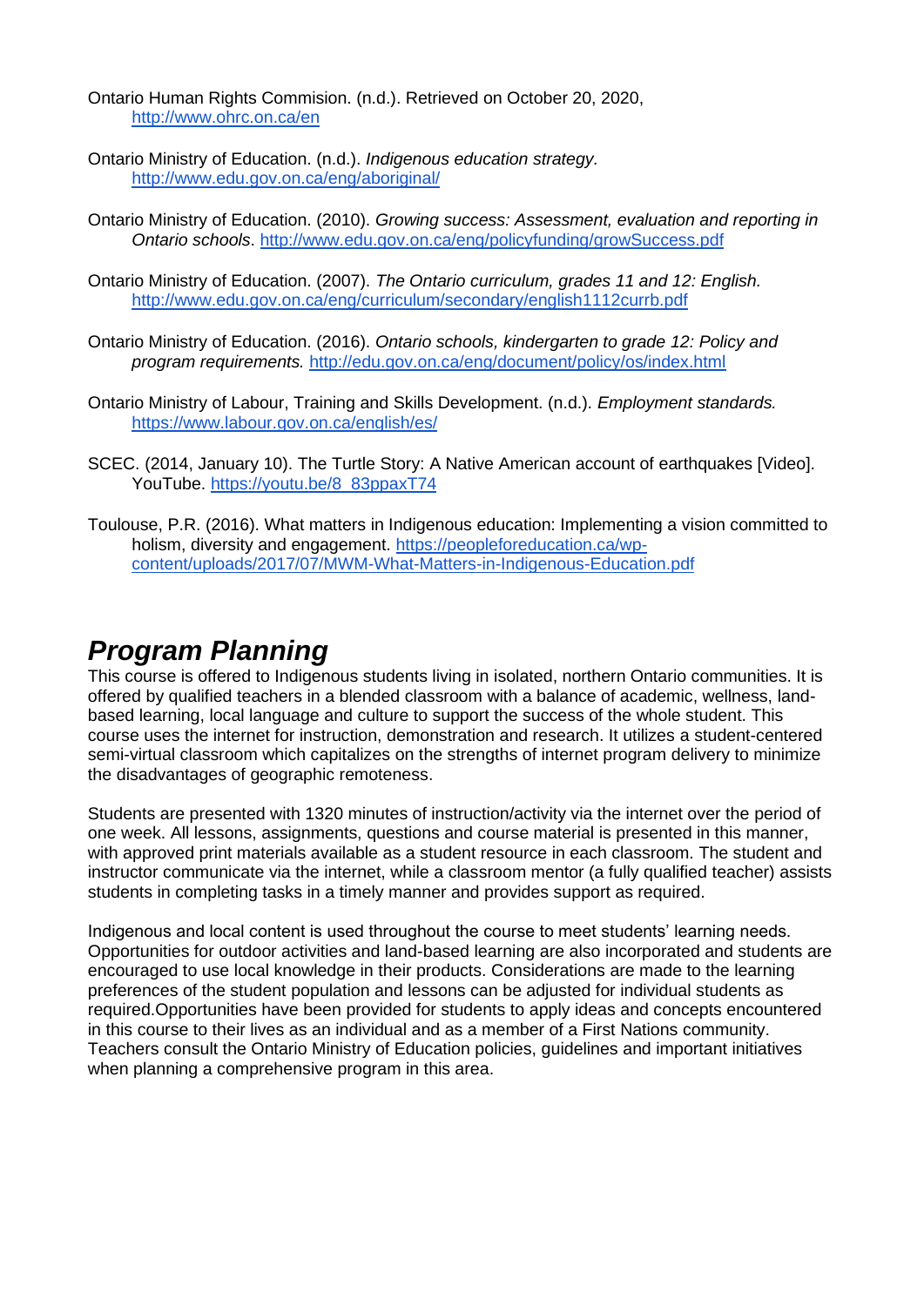Ontario Human Rights Commision. (n.d.). Retrieved on October 20, 2020, http://www.ohrc.on.ca/en

Ontario Ministry of Education. (n.d.). *Indigenous education strategy.* http://www.edu.gov.on.ca/eng/aboriginal/

Ontario Ministry of Education. (2010). *Growing success: Assessment, evaluation and reporting in Ontario schools*. http://www.edu.gov.on.ca/eng/policyfunding/growSuccess.pdf

Ontario Ministry of Education. (2007). *The Ontario curriculum, grades 11 and 12: English.* http://www.edu.gov.on.ca/eng/curriculum/secondary/english1112currb.pdf

Ontario Ministry of Education. (2016). *Ontario schools, kindergarten to grade 12: Policy and program requirements.* http://edu.gov.on.ca/eng/document/policy/os/index.html

Ontario Ministry of Labour, Training and Skills Development. (n.d.). *Employment standards.* https://www.labour.gov.on.ca/english/es/

SCEC. (2014, January 10). The Turtle Story: A Native American account of earthquakes [Video]. YouTube. https://youtu.be/8_83ppaxT74

Toulouse, P.R. (2016). What matters in Indigenous education: Implementing a vision committed to holism, diversity and engagement. https://peopleforeducation.ca/wp-content/uploads/2017/07/MWM-What-Matters-in-Indigenous-Education.pdf

# ***Program Planning***

This course is offered to Indigenous students living in isolated, northern Ontario communities. It is offered by qualified teachers in a blended classroom with a balance of academic, wellness, land-based learning, local language and culture to support the success of the whole student. This course uses the internet for instruction, demonstration and research. It utilizes a student-centered semi-virtual classroom which capitalizes on the strengths of internet program delivery to minimize the disadvantages of geographic remoteness.

Students are presented with 1320 minutes of instruction/activity via the internet over the period of one week. All lessons, assignments, questions and course material is presented in this manner, with approved print materials available as a student resource in each classroom. The student and instructor communicate via the internet, while a classroom mentor (a fully qualified teacher) assists students in completing tasks in a timely manner and provides support as required.

Indigenous and local content is used throughout the course to meet students' learning needs. Opportunities for outdoor activities and land-based learning are also incorporated and students are encouraged to use local knowledge in their products. Considerations are made to the learning preferences of the student population and lessons can be adjusted for individual students as required.Opportunities have been provided for students to apply ideas and concepts encountered in this course to their lives as an individual and as a member of a First Nations community. Teachers consult the Ontario Ministry of Education policies, guidelines and important initiatives when planning a comprehensive program in this area.